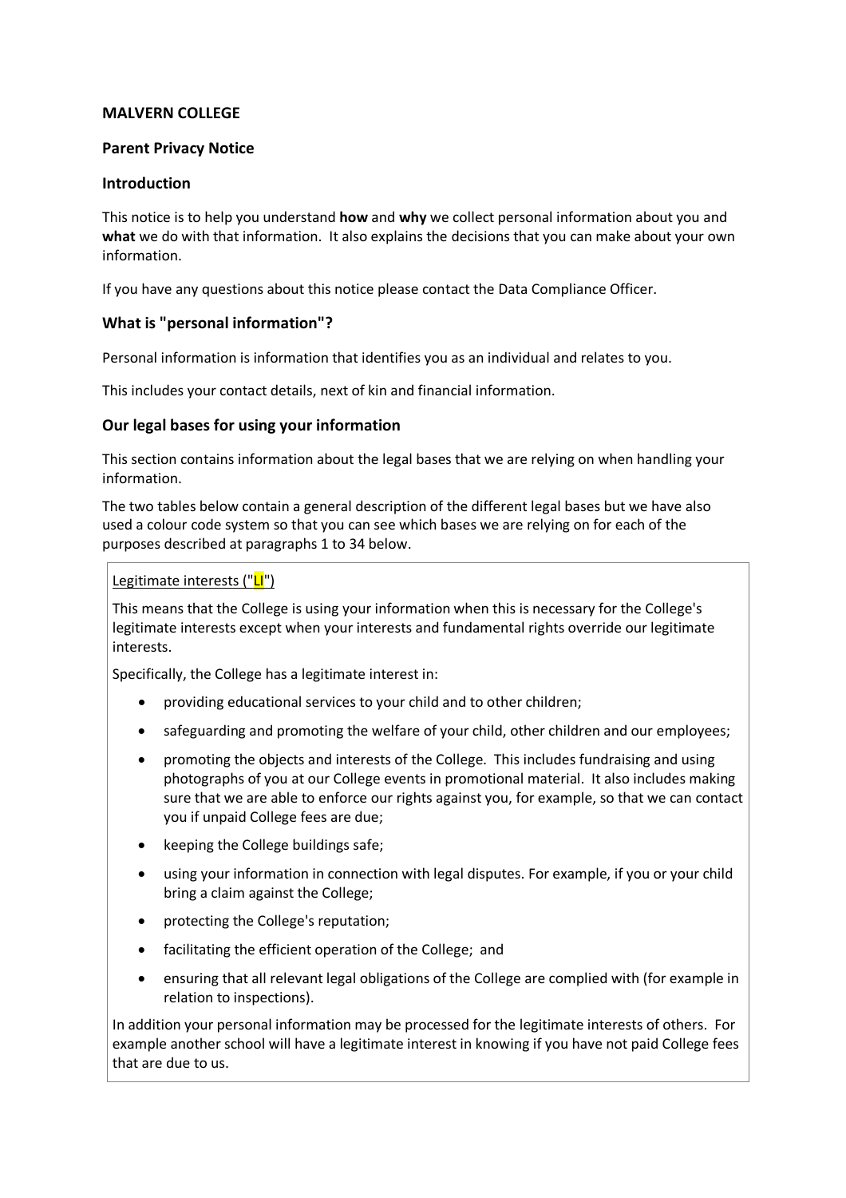**MALVERN COLLEGE**

**Parent Privacy Notice**

**Introduction**

This notice is to help you understand **how** and **why** we collect personal information about you and **what** we do with that information. It also explains the decisions that you can make about your own information.

If you have any questions about this notice please contact the Data Compliance Officer.

## What is "personal information"?

Personal information is information that identifies you as an individual and relates to you.

This includes your contact details, next of kin and financial information.

## Our legal bases for using your information

This section contains information about the legal bases that we are relying on when handling your information.

The two tables below contain a general description of the different legal bases but we have also used a colour code system so that you can see which bases we are relying on for each of the purposes described at paragraphs 1 to 34 below.

Legitimate interests ("LI")

This means that the College is using your information when this is necessary for the College's legitimate interests except when your interests and fundamental rights override our legitimate interests.

Specifically, the College has a legitimate interest in:

- providing educational services to your child and to other children;
- safeguarding and promoting the welfare of your child, other children and our employees;
- promoting the objects and interests of the College. This includes fundraising and using photographs of you at our College events in promotional material. It also includes making sure that we are able to enforce our rights against you, for example, so that we can contact you if unpaid College fees are due;
- keeping the College buildings safe;
- using your information in connection with legal disputes. For example, if you or your child bring a claim against the College;
- protecting the College's reputation;
- facilitating the efficient operation of the College; and
- ensuring that all relevant legal obligations of the College are complied with (for example in relation to inspections).

In addition your personal information may be processed for the legitimate interests of others. For example another school will have a legitimate interest in knowing if you have not paid College fees that are due to us.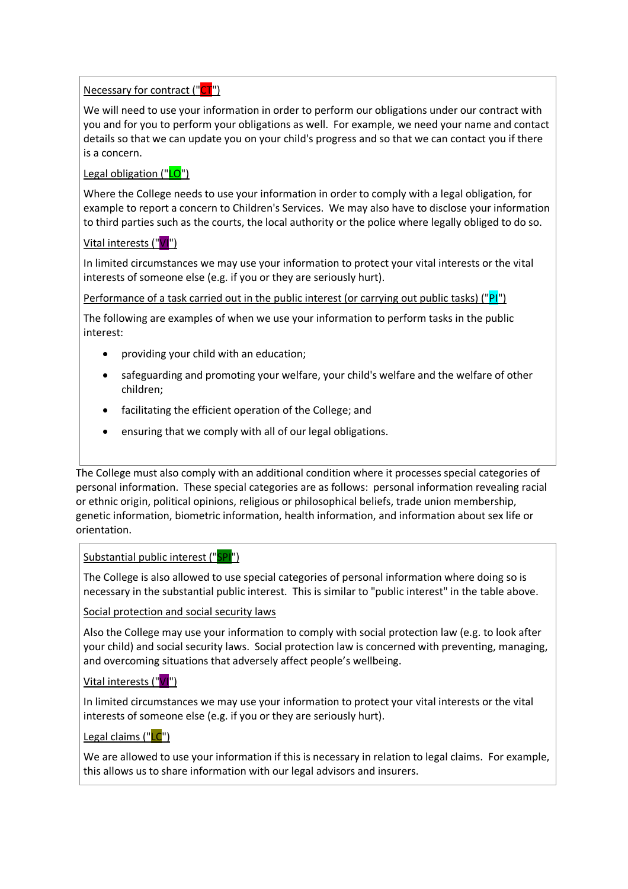Necessary for contract ("CT")

We will need to use your information in order to perform our obligations under our contract with you and for you to perform your obligations as well. For example, we need your name and contact details so that we can update you on your child's progress and so that we can contact you if there is a concern.

Legal obligation ("LO")

Where the College needs to use your information in order to comply with a legal obligation, for example to report a concern to Children's Services. We may also have to disclose your information to third parties such as the courts, the local authority or the police where legally obliged to do so.

Vital interests ("VI")

In limited circumstances we may use your information to protect your vital interests or the vital interests of someone else (e.g. if you or they are seriously hurt).

Performance of a task carried out in the public interest (or carrying out public tasks) ("PI")

The following are examples of when we use your information to perform tasks in the public interest:

- providing your child with an education;
- safeguarding and promoting your welfare, your child's welfare and the welfare of other children;
- facilitating the efficient operation of the College; and
- ensuring that we comply with all of our legal obligations.

The College must also comply with an additional condition where it processes special categories of personal information. These special categories are as follows: personal information revealing racial or ethnic origin, political opinions, religious or philosophical beliefs, trade union membership, genetic information, biometric information, health information, and information about sex life or orientation.

Substantial public interest ("SPI")

The College is also allowed to use special categories of personal information where doing so is necessary in the substantial public interest. This is similar to "public interest" in the table above.

Social protection and social security laws

Also the College may use your information to comply with social protection law (e.g. to look after your child) and social security laws. Social protection law is concerned with preventing, managing, and overcoming situations that adversely affect people's wellbeing.

Vital interests ("VI")

In limited circumstances we may use your information to protect your vital interests or the vital interests of someone else (e.g. if you or they are seriously hurt).

Legal claims ("LC")

We are allowed to use your information if this is necessary in relation to legal claims. For example, this allows us to share information with our legal advisors and insurers.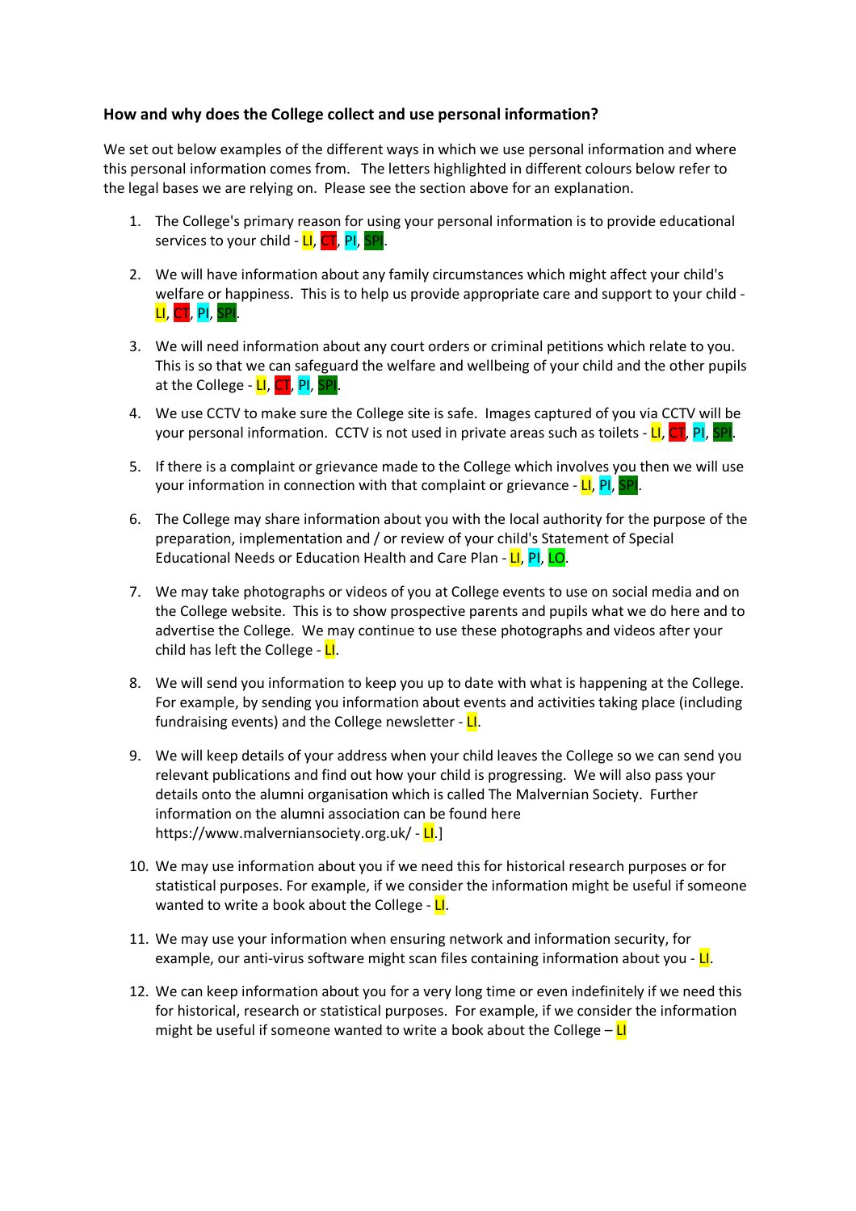**How and why does the College collect and use personal information?**

We set out below examples of the different ways in which we use personal information and where this personal information comes from. The letters highlighted in different colours below refer to the legal bases we are relying on. Please see the section above for an explanation.

1. The College's primary reason for using your personal information is to provide educational services to your child - LI, CT, PI, SPI.

2. We will have information about any family circumstances which might affect your child's welfare or happiness. This is to help us provide appropriate care and support to your child - LI, CT, PI, SPI.

3. We will need information about any court orders or criminal petitions which relate to you. This is so that we can safeguard the welfare and wellbeing of your child and the other pupils at the College - LI, CT, PI, SPI.

4. We use CCTV to make sure the College site is safe. Images captured of you via CCTV will be your personal information. CCTV is not used in private areas such as toilets - LI, CT, PI, SPI.

5. If there is a complaint or grievance made to the College which involves you then we will use your information in connection with that complaint or grievance - LI, PI, SPI.

6. The College may share information about you with the local authority for the purpose of the preparation, implementation and / or review of your child's Statement of Special Educational Needs or Education Health and Care Plan - LI, PI, LO.

7. We may take photographs or videos of you at College events to use on social media and on the College website. This is to show prospective parents and pupils what we do here and to advertise the College. We may continue to use these photographs and videos after your child has left the College - LI.

8. We will send you information to keep you up to date with what is happening at the College. For example, by sending you information about events and activities taking place (including fundraising events) and the College newsletter - LI.

9. We will keep details of your address when your child leaves the College so we can send you relevant publications and find out how your child is progressing. We will also pass your details onto the alumni organisation which is called The Malvernian Society. Further information on the alumni association can be found here https://www.malverniansociety.org.uk/ - LI.]

10. We may use information about you if we need this for historical research purposes or for statistical purposes. For example, if we consider the information might be useful if someone wanted to write a book about the College - LI.

11. We may use your information when ensuring network and information security, for example, our anti-virus software might scan files containing information about you - LI.

12. We can keep information about you for a very long time or even indefinitely if we need this for historical, research or statistical purposes. For example, if we consider the information might be useful if someone wanted to write a book about the College – LI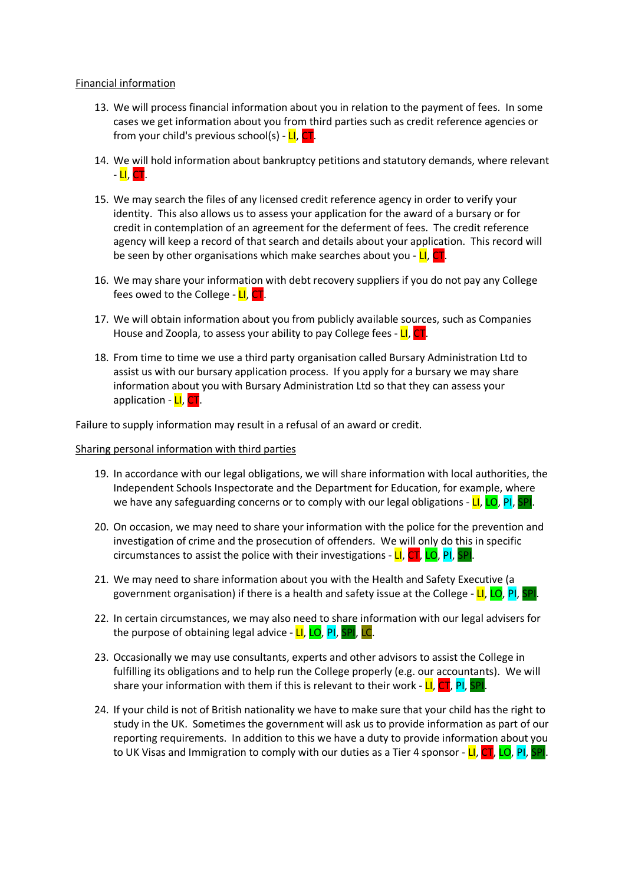Financial information

13. We will process financial information about you in relation to the payment of fees. In some cases we get information about you from third parties such as credit reference agencies or from your child's previous school(s) - LI, CT.

14. We will hold information about bankruptcy petitions and statutory demands, where relevant - LI, CT.

15. We may search the files of any licensed credit reference agency in order to verify your identity. This also allows us to assess your application for the award of a bursary or for credit in contemplation of an agreement for the deferment of fees. The credit reference agency will keep a record of that search and details about your application. This record will be seen by other organisations which make searches about you - LI, CT.

16. We may share your information with debt recovery suppliers if you do not pay any College fees owed to the College - LI, CT.

17. We will obtain information about you from publicly available sources, such as Companies House and Zoopla, to assess your ability to pay College fees - LI, CT.

18. From time to time we use a third party organisation called Bursary Administration Ltd to assist us with our bursary application process. If you apply for a bursary we may share information about you with Bursary Administration Ltd so that they can assess your application - LI, CT.

Failure to supply information may result in a refusal of an award or credit.

Sharing personal information with third parties

19. In accordance with our legal obligations, we will share information with local authorities, the Independent Schools Inspectorate and the Department for Education, for example, where we have any safeguarding concerns or to comply with our legal obligations - LI, LO, PI, SPI.

20. On occasion, we may need to share your information with the police for the prevention and investigation of crime and the prosecution of offenders. We will only do this in specific circumstances to assist the police with their investigations - LI, CT, LO, PI, SPI.

21. We may need to share information about you with the Health and Safety Executive (a government organisation) if there is a health and safety issue at the College - LI, LO, PI, SPI.

22. In certain circumstances, we may also need to share information with our legal advisers for the purpose of obtaining legal advice - LI, LO, PI, SPI, LC.

23. Occasionally we may use consultants, experts and other advisors to assist the College in fulfilling its obligations and to help run the College properly (e.g. our accountants). We will share your information with them if this is relevant to their work - LI, CT, PI, SPI.

24. If your child is not of British nationality we have to make sure that your child has the right to study in the UK. Sometimes the government will ask us to provide information as part of our reporting requirements. In addition to this we have a duty to provide information about you to UK Visas and Immigration to comply with our duties as a Tier 4 sponsor - LI, CT, LO, PI, SPI.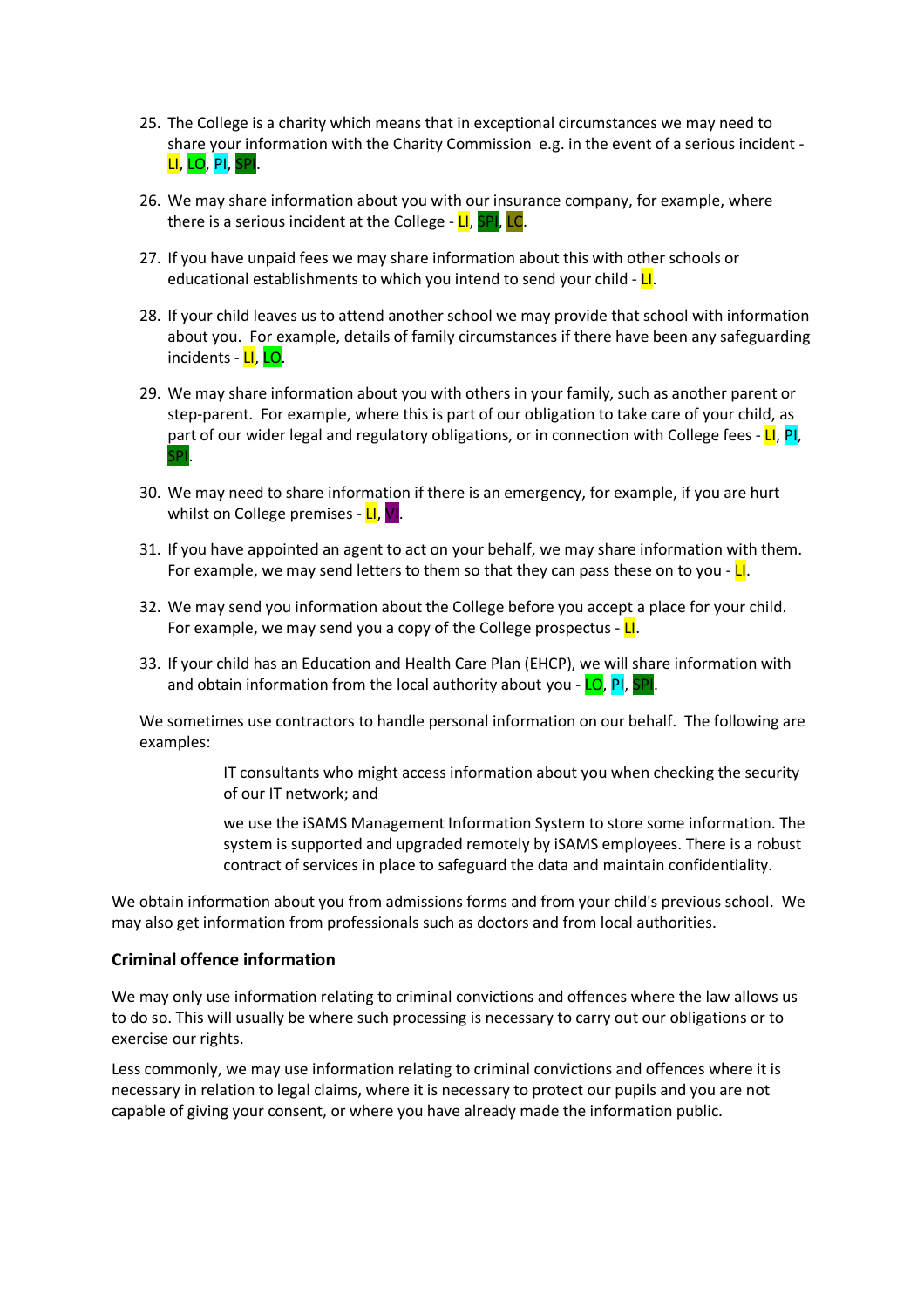25. The College is a charity which means that in exceptional circumstances we may need to share your information with the Charity Commission e.g. in the event of a serious incident - LI, LO, PI, SPI.

26. We may share information about you with our insurance company, for example, where there is a serious incident at the College - LI, SPI, LC.

27. If you have unpaid fees we may share information about this with other schools or educational establishments to which you intend to send your child - LI.

28. If your child leaves us to attend another school we may provide that school with information about you. For example, details of family circumstances if there have been any safeguarding incidents - LI, LO.

29. We may share information about you with others in your family, such as another parent or step-parent. For example, where this is part of our obligation to take care of your child, as part of our wider legal and regulatory obligations, or in connection with College fees - LI, PI, SPI.

30. We may need to share information if there is an emergency, for example, if you are hurt whilst on College premises - LI, VI.

31. If you have appointed an agent to act on your behalf, we may share information with them. For example, we may send letters to them so that they can pass these on to you - LI.

32. We may send you information about the College before you accept a place for your child. For example, we may send you a copy of the College prospectus - LI.

33. If your child has an Education and Health Care Plan (EHCP), we will share information with and obtain information from the local authority about you - LO, PI, SPI.

We sometimes use contractors to handle personal information on our behalf. The following are examples:

> IT consultants who might access information about you when checking the security of our IT network; and
>
> we use the iSAMS Management Information System to store some information. The system is supported and upgraded remotely by iSAMS employees. There is a robust contract of services in place to safeguard the data and maintain confidentiality.

We obtain information about you from admissions forms and from your child's previous school. We may also get information from professionals such as doctors and from local authorities.

### Criminal offence information

We may only use information relating to criminal convictions and offences where the law allows us to do so. This will usually be where such processing is necessary to carry out our obligations or to exercise our rights.

Less commonly, we may use information relating to criminal convictions and offences where it is necessary in relation to legal claims, where it is necessary to protect our pupils and you are not capable of giving your consent, or where you have already made the information public.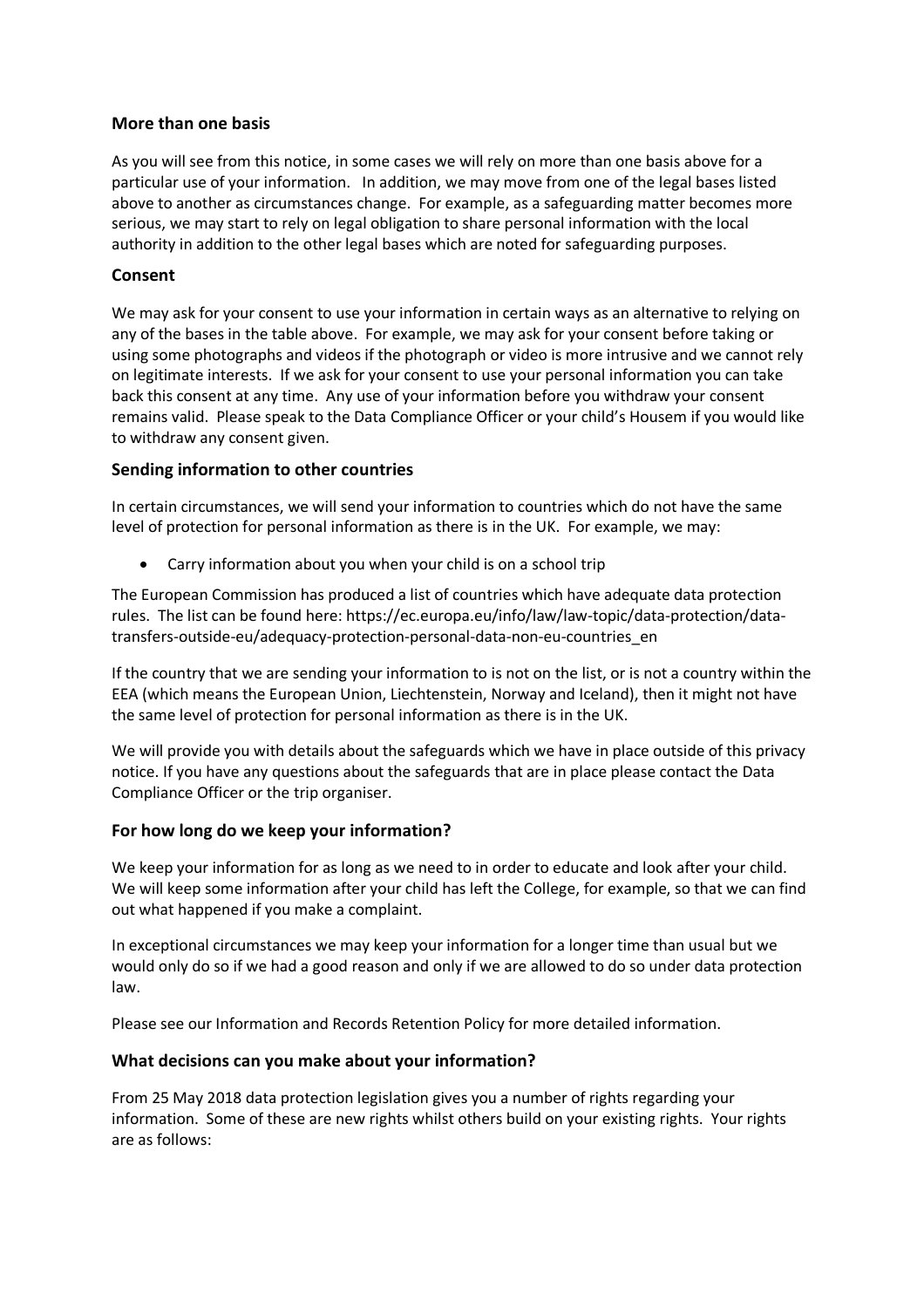### More than one basis

As you will see from this notice, in some cases we will rely on more than one basis above for a particular use of your information. In addition, we may move from one of the legal bases listed above to another as circumstances change. For example, as a safeguarding matter becomes more serious, we may start to rely on legal obligation to share personal information with the local authority in addition to the other legal bases which are noted for safeguarding purposes.

### Consent

We may ask for your consent to use your information in certain ways as an alternative to relying on any of the bases in the table above. For example, we may ask for your consent before taking or using some photographs and videos if the photograph or video is more intrusive and we cannot rely on legitimate interests. If we ask for your consent to use your personal information you can take back this consent at any time. Any use of your information before you withdraw your consent remains valid. Please speak to the Data Compliance Officer or your child's Housem if you would like to withdraw any consent given.

### Sending information to other countries

In certain circumstances, we will send your information to countries which do not have the same level of protection for personal information as there is in the UK. For example, we may:

- Carry information about you when your child is on a school trip

The European Commission has produced a list of countries which have adequate data protection rules. The list can be found here: https://ec.europa.eu/info/law/law-topic/data-protection/data-transfers-outside-eu/adequacy-protection-personal-data-non-eu-countries_en

If the country that we are sending your information to is not on the list, or is not a country within the EEA (which means the European Union, Liechtenstein, Norway and Iceland), then it might not have the same level of protection for personal information as there is in the UK.

We will provide you with details about the safeguards which we have in place outside of this privacy notice. If you have any questions about the safeguards that are in place please contact the Data Compliance Officer or the trip organiser.

### For how long do we keep your information?

We keep your information for as long as we need to in order to educate and look after your child. We will keep some information after your child has left the College, for example, so that we can find out what happened if you make a complaint.

In exceptional circumstances we may keep your information for a longer time than usual but we would only do so if we had a good reason and only if we are allowed to do so under data protection law.

Please see our Information and Records Retention Policy for more detailed information.

### What decisions can you make about your information?

From 25 May 2018 data protection legislation gives you a number of rights regarding your information. Some of these are new rights whilst others build on your existing rights. Your rights are as follows: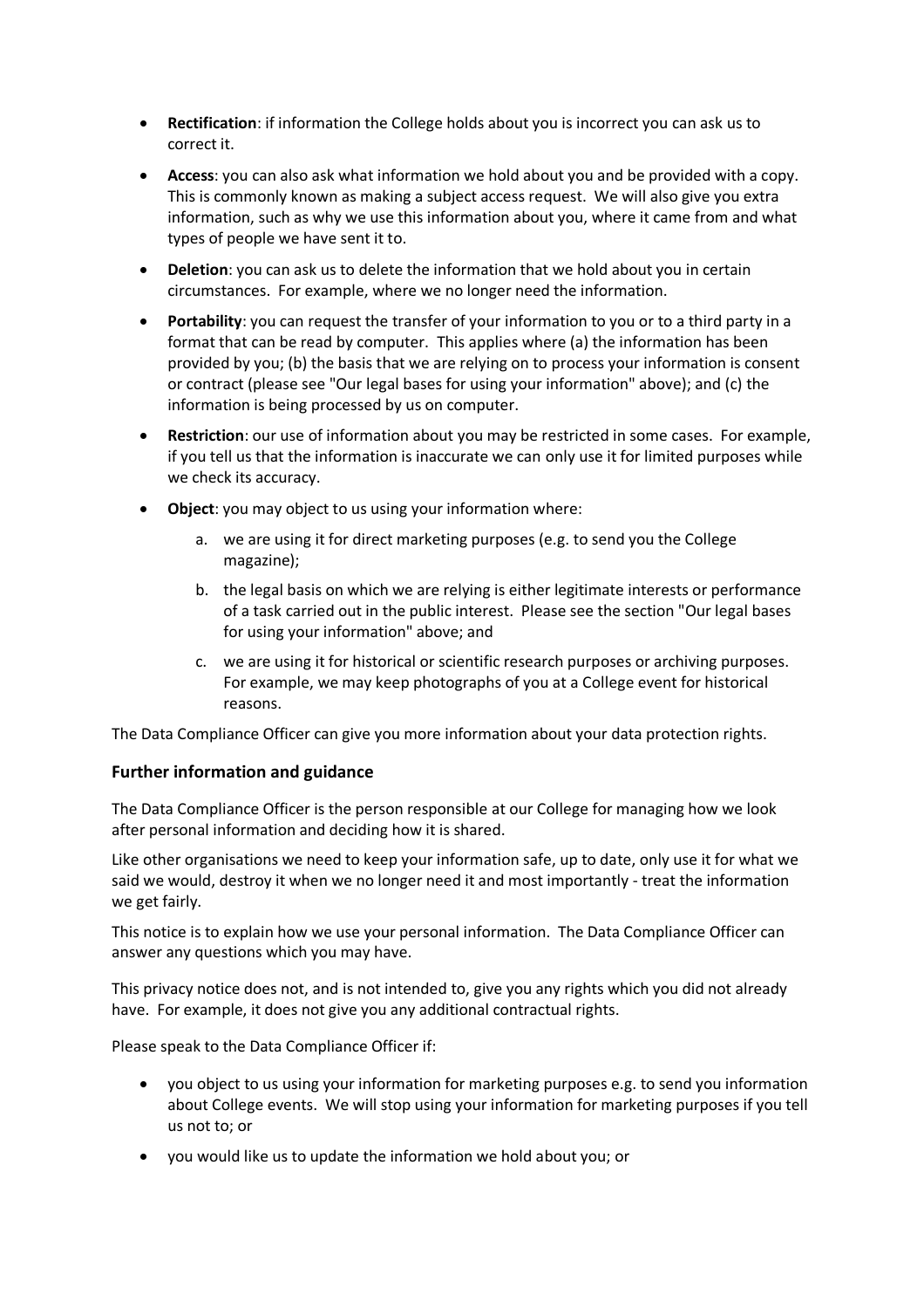- **Rectification**: if information the College holds about you is incorrect you can ask us to correct it.
- **Access**: you can also ask what information we hold about you and be provided with a copy. This is commonly known as making a subject access request. We will also give you extra information, such as why we use this information about you, where it came from and what types of people we have sent it to.
- **Deletion**: you can ask us to delete the information that we hold about you in certain circumstances. For example, where we no longer need the information.
- **Portability**: you can request the transfer of your information to you or to a third party in a format that can be read by computer. This applies where (a) the information has been provided by you; (b) the basis that we are relying on to process your information is consent or contract (please see "Our legal bases for using your information" above); and (c) the information is being processed by us on computer.
- **Restriction**: our use of information about you may be restricted in some cases. For example, if you tell us that the information is inaccurate we can only use it for limited purposes while we check its accuracy.
- **Object**: you may object to us using your information where:
    a. we are using it for direct marketing purposes (e.g. to send you the College magazine);
    b. the legal basis on which we are relying is either legitimate interests or performance of a task carried out in the public interest. Please see the section "Our legal bases for using your information" above; and
    c. we are using it for historical or scientific research purposes or archiving purposes. For example, we may keep photographs of you at a College event for historical reasons.

The Data Compliance Officer can give you more information about your data protection rights.

### Further information and guidance

The Data Compliance Officer is the person responsible at our College for managing how we look after personal information and deciding how it is shared.

Like other organisations we need to keep your information safe, up to date, only use it for what we said we would, destroy it when we no longer need it and most importantly - treat the information we get fairly.

This notice is to explain how we use your personal information. The Data Compliance Officer can answer any questions which you may have.

This privacy notice does not, and is not intended to, give you any rights which you did not already have. For example, it does not give you any additional contractual rights.

Please speak to the Data Compliance Officer if:

- you object to us using your information for marketing purposes e.g. to send you information about College events. We will stop using your information for marketing purposes if you tell us not to; or
- you would like us to update the information we hold about you; or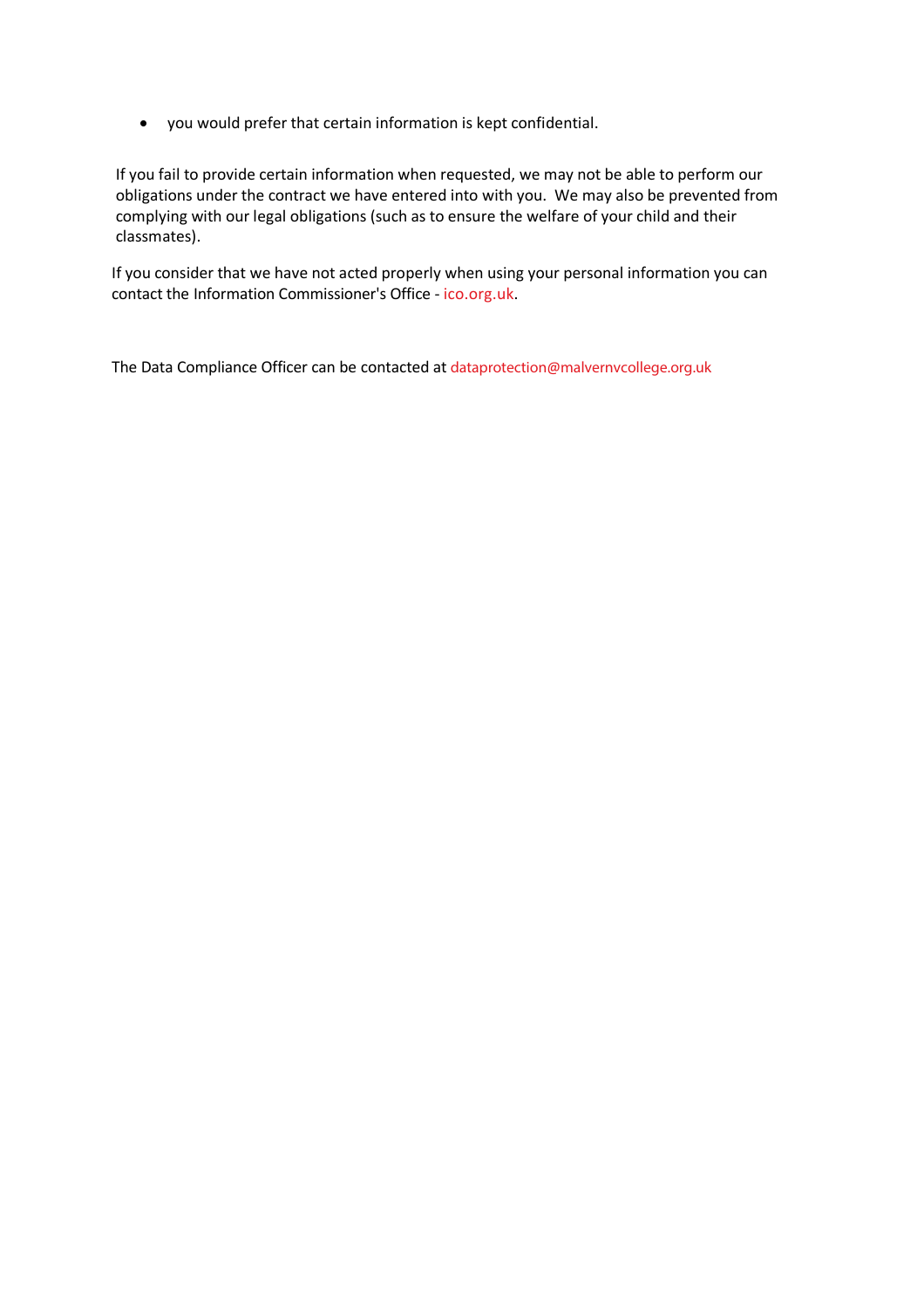- you would prefer that certain information is kept confidential.

If you fail to provide certain information when requested, we may not be able to perform our obligations under the contract we have entered into with you. We may also be prevented from complying with our legal obligations (such as to ensure the welfare of your child and their classmates).

If you consider that we have not acted properly when using your personal information you can contact the Information Commissioner's Office - ico.org.uk.

The Data Compliance Officer can be contacted at dataprotection@malvernvcollege.org.uk